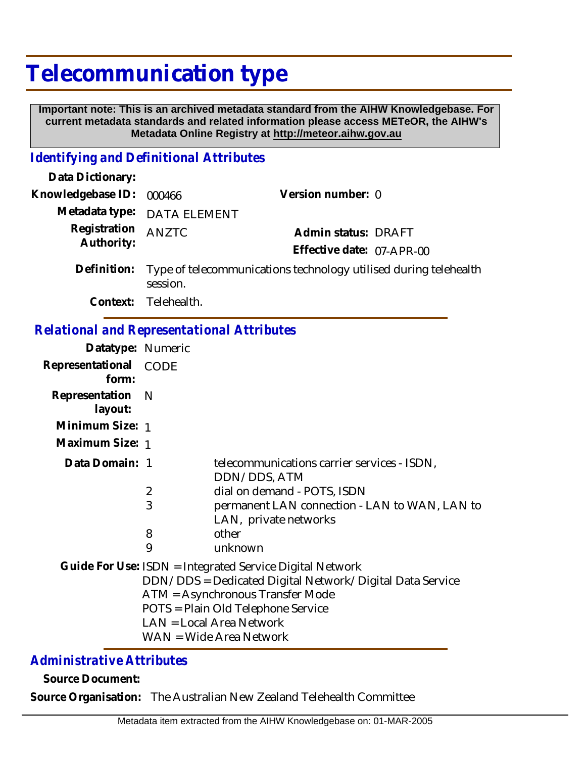# Telecommunication type

**Important note: This is an archived metadata standard from the AIHW Knowledgebase. For current metadata standards and related information please access METeOR, the AIHW's Metadata Online Registry at http://meteor.aihw.gov.au**

## *Identifying and Definitional Attributes*

**Data Dictionary:**

**Knowledgebase ID:** 000466

**Version number:** 0

**Metadata type:** DATA ELEMENT

**Registration Authority:** ANZTC

**Admin status:** DRAFT

**Effective date:** 07-APR-00

**Definition:** Type of telecommunications technology utilised during telehealth session.

**Context:** Telehealth.

## *Relational and Representational Attributes*

**Datatype:** Numeric

**Representational form:** CODE

**Representation layout:** N

**Minimum Size:** 1

**Maximum Size:** 1

**Data Domain:**

| Code | Description |
| --- | --- |
| 1 | telecommunications carrier services - ISDN, DDN/DDS, ATM |
| 2 | dial on demand - POTS, ISDN |
| 3 | permanent LAN connection - LAN to WAN, LAN to LAN, private networks |
| 8 | other |
| 9 | unknown |

**Guide For Use:**
ISDN = Integrated Service Digital Network
DDN/DDS = Dedicated Digital Network/Digital Data Service
ATM = Asynchronous Transfer Mode
POTS = Plain Old Telephone Service
LAN = Local Area Network
WAN = Wide Area Network

## *Administrative Attributes*

**Source Document:**

**Source Organisation:** The Australian New Zealand Telehealth Committee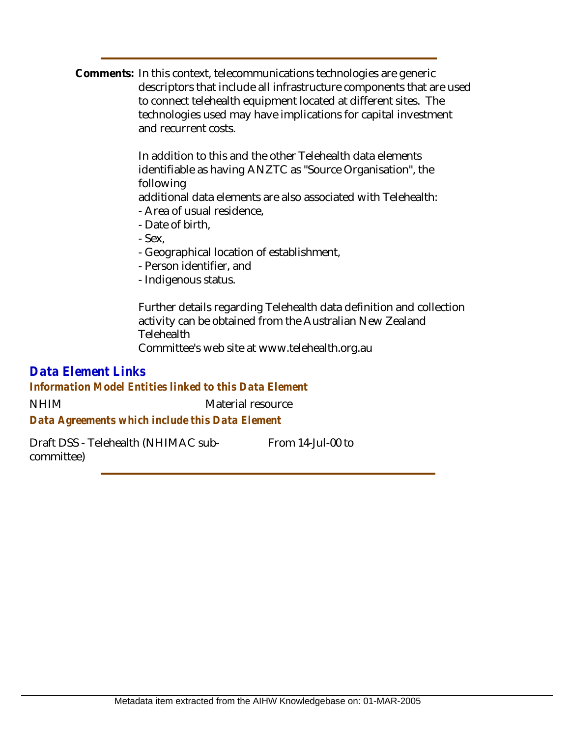**Comments:** In this context, telecommunications technologies are generic descriptors that include all infrastructure components that are used to connect telehealth equipment located at different sites. The technologies used may have implications for capital investment and recurrent costs.

In addition to this and the other Telehealth data elements identifiable as having ANZTC as "Source Organisation", the following additional data elements are also associated with Telehealth:

- Area of usual residence,
- Date of birth,
- Sex,
- Geographical location of establishment,
- Person identifier, and
- Indigenous status.

Further details regarding Telehealth data definition and collection activity can be obtained from the Australian New Zealand Telehealth Committee's web site at www.telehealth.org.au

## Data Element Links

### Information Model Entities linked to this Data Element

| | |
|---|---|
| NHIM | Material resource |

### Data Agreements which include this Data Element

| | |
|---|---|
| Draft DSS - Telehealth (NHIMAC sub-committee) | From 14-Jul-00 to |

Metadata item extracted from the AIHW Knowledgebase on: 01-MAR-2005